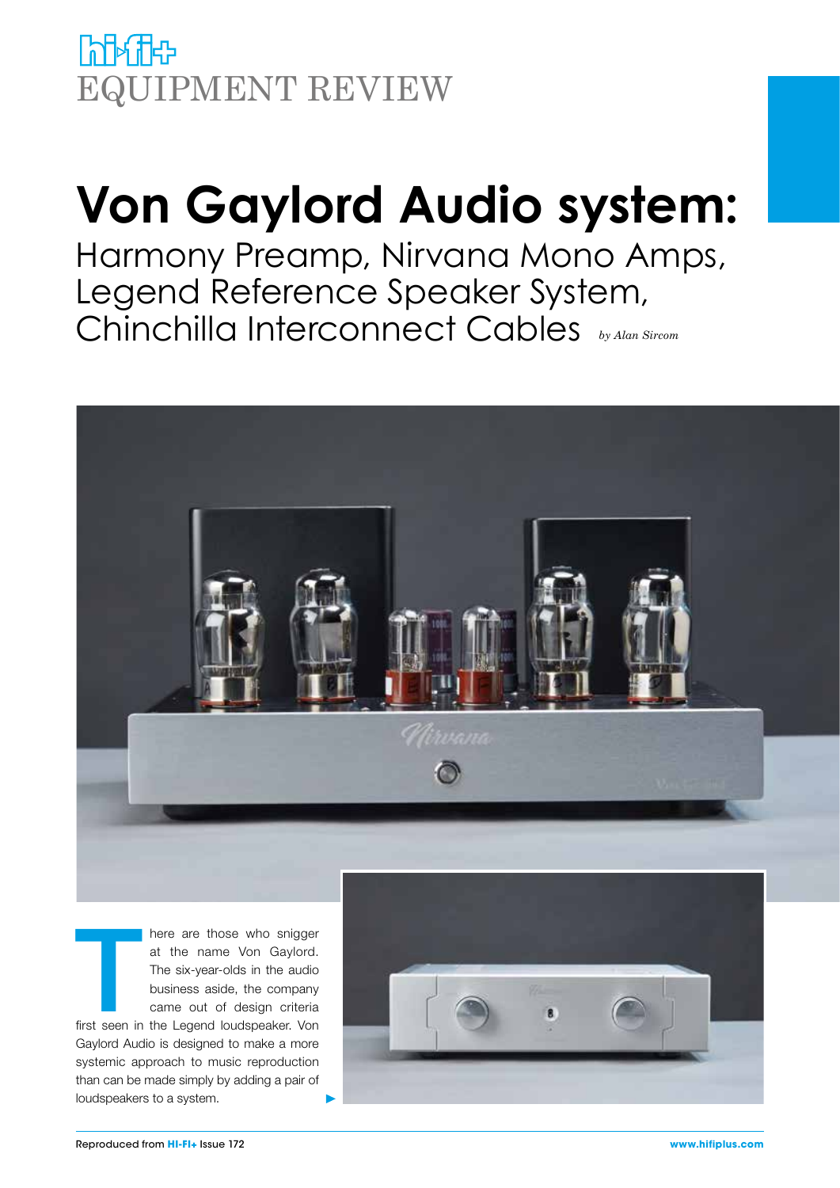EQUIPMENT REVIEW

# Von Gaylord Audio system:

## Harmony Preamp, Nirvana Mono Amps, Legend Reference Speaker System, Chinchilla Interconnect Cables

*by Alan Sircom*

There are those who snigger at the name Von Gaylord. The six-year-olds in the audio business aside, the company came out of design criteria first seen in the Legend loudspeaker. Von Gaylord Audio is designed to make a more systemic approach to music reproduction than can be made simply by adding a pair of loudspeakers to a system.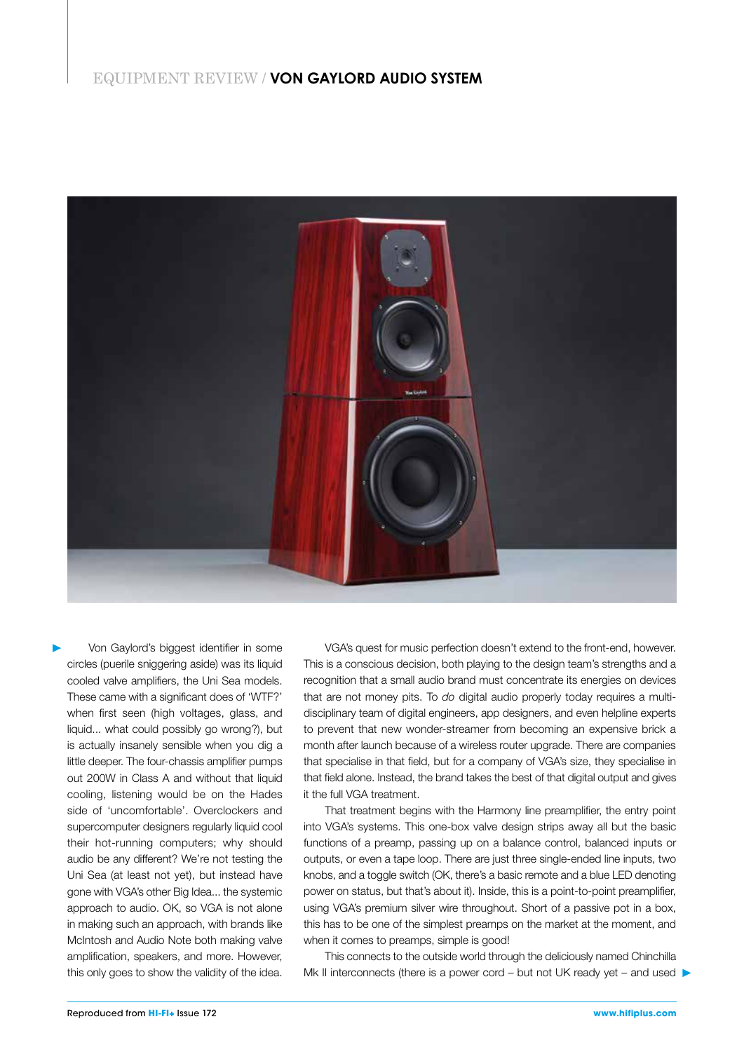Von Gaylord's biggest identifier in some circles (puerile sniggering aside) was its liquid cooled valve amplifiers, the Uni Sea models. These came with a significant does of 'WTF?' when first seen (high voltages, glass, and liquid... what could possibly go wrong?), but is actually insanely sensible when you dig a little deeper. The four-chassis amplifier pumps out 200W in Class A and without that liquid cooling, listening would be on the Hades side of 'uncomfortable'. Overclockers and supercomputer designers regularly liquid cool their hot-running computers; why should audio be any different? We're not testing the Uni Sea (at least not yet), but instead have gone with VGA's other Big Idea... the systemic approach to audio. OK, so VGA is not alone in making such an approach, with brands like McIntosh and Audio Note both making valve amplification, speakers, and more. However, this only goes to show the validity of the idea.

VGA's quest for music perfection doesn't extend to the front-end, however. This is a conscious decision, both playing to the design team's strengths and a recognition that a small audio brand must concentrate its energies on devices that are not money pits. To *do* digital audio properly today requires a multi-disciplinary team of digital engineers, app designers, and even helpline experts to prevent that new wonder-streamer from becoming an expensive brick a month after launch because of a wireless router upgrade. There are companies that specialise in that field, but for a company of VGA's size, they specialise in that field alone. Instead, the brand takes the best of that digital output and gives it the full VGA treatment.

That treatment begins with the Harmony line preamplifier, the entry point into VGA's systems. This one-box valve design strips away all but the basic functions of a preamp, passing up on a balance control, balanced inputs or outputs, or even a tape loop. There are just three single-ended line inputs, two knobs, and a toggle switch (OK, there's a basic remote and a blue LED denoting power on status, but that's about it). Inside, this is a point-to-point preamplifier, using VGA's premium silver wire throughout. Short of a passive pot in a box, this has to be one of the simplest preamps on the market at the moment, and when it comes to preamps, simple is good!

This connects to the outside world through the deliciously named Chinchilla Mk II interconnects (there is a power cord – but not UK ready yet – and used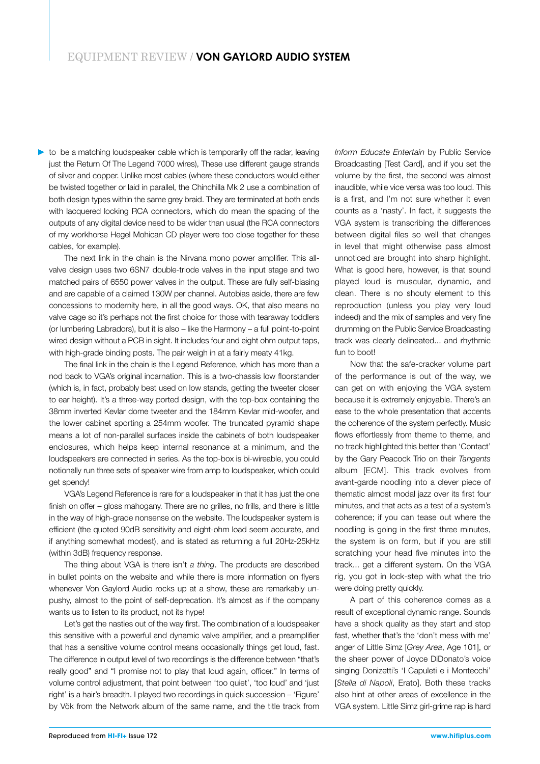to be a matching loudspeaker cable which is temporarily off the radar, leaving just the Return Of The Legend 7000 wires), These use different gauge strands of silver and copper. Unlike most cables (where these conductors would either be twisted together or laid in parallel, the Chinchilla Mk 2 use a combination of both design types within the same grey braid. They are terminated at both ends with lacquered locking RCA connectors, which do mean the spacing of the outputs of any digital device need to be wider than usual (the RCA connectors of my workhorse Hegel Mohican CD player were too close together for these cables, for example).

The next link in the chain is the Nirvana mono power amplifier. This all-valve design uses two 6SN7 double-triode valves in the input stage and two matched pairs of 6550 power valves in the output. These are fully self-biasing and are capable of a claimed 130W per channel. Autobias aside, there are few concessions to modernity here, in all the good ways. OK, that also means no valve cage so it's perhaps not the first choice for those with tearaway toddlers (or lumbering Labradors), but it is also – like the Harmony – a full point-to-point wired design without a PCB in sight. It includes four and eight ohm output taps, with high-grade binding posts. The pair weigh in at a fairly meaty 41kg.

The final link in the chain is the Legend Reference, which has more than a nod back to VGA's original incarnation. This is a two-chassis low floorstander (which is, in fact, probably best used on low stands, getting the tweeter closer to ear height). It's a three-way ported design, with the top-box containing the 38mm inverted Kevlar dome tweeter and the 184mm Kevlar mid-woofer, and the lower cabinet sporting a 254mm woofer. The truncated pyramid shape means a lot of non-parallel surfaces inside the cabinets of both loudspeaker enclosures, which helps keep internal resonance at a minimum, and the loudspeakers are connected in series. As the top-box is bi-wireable, you could notionally run three sets of speaker wire from amp to loudspeaker, which could get spendy!

VGA's Legend Reference is rare for a loudspeaker in that it has just the one finish on offer – gloss mahogany. There are no grilles, no frills, and there is little in the way of high-grade nonsense on the website. The loudspeaker system is efficient (the quoted 90dB sensitivity and eight-ohm load seem accurate, and if anything somewhat modest), and is stated as returning a full 20Hz-25kHz (within 3dB) frequency response.

The thing about VGA is there isn't *a thing*. The products are described in bullet points on the website and while there is more information on flyers whenever Von Gaylord Audio rocks up at a show, these are remarkably un-pushy, almost to the point of self-deprecation. It's almost as if the company wants us to listen to its product, not its hype!

Let's get the nasties out of the way first. The combination of a loudspeaker this sensitive with a powerful and dynamic valve amplifier, and a preamplifier that has a sensitive volume control means occasionally things get loud, fast. The difference in output level of two recordings is the difference between "that's really good" and "I promise not to play that loud again, officer." In terms of volume control adjustment, that point between 'too quiet', 'too loud' and 'just right' is a hair's breadth. I played two recordings in quick succession – 'Figure' by Vök from the Network album of the same name, and the title track from *Inform Educate Entertain* by Public Service Broadcasting [Test Card], and if you set the volume by the first, the second was almost inaudible, while vice versa was too loud. This is a first, and I'm not sure whether it even counts as a 'nasty'. In fact, it suggests the VGA system is transcribing the differences between digital files so well that changes in level that might otherwise pass almost unnoticed are brought into sharp highlight. What is good here, however, is that sound played loud is muscular, dynamic, and clean. There is no shouty element to this reproduction (unless you play very loud indeed) and the mix of samples and very fine drumming on the Public Service Broadcasting track was clearly delineated... and rhythmic fun to boot!

Now that the safe-cracker volume part of the performance is out of the way, we can get on with enjoying the VGA system because it is extremely enjoyable. There's an ease to the whole presentation that accents the coherence of the system perfectly. Music flows effortlessly from theme to theme, and no track highlighted this better than 'Contact' by the Gary Peacock Trio on their *Tangents* album [ECM]. This track evolves from avant-garde noodling into a clever piece of thematic almost modal jazz over its first four minutes, and that acts as a test of a system's coherence; if you can tease out where the noodling is going in the first three minutes, the system is on form, but if you are still scratching your head five minutes into the track... get a different system. On the VGA rig, you got in lock-step with what the trio were doing pretty quickly.

A part of this coherence comes as a result of exceptional dynamic range. Sounds have a shock quality as they start and stop fast, whether that's the 'don't mess with me' anger of Little Simz [*Grey Area*, Age 101], or the sheer power of Joyce DiDonato's voice singing Donizetti's 'I Capuleti e i Montecchi' [*Stella di Napoli*, Erato]. Both these tracks also hint at other areas of excellence in the VGA system. Little Simz girl-grime rap is hard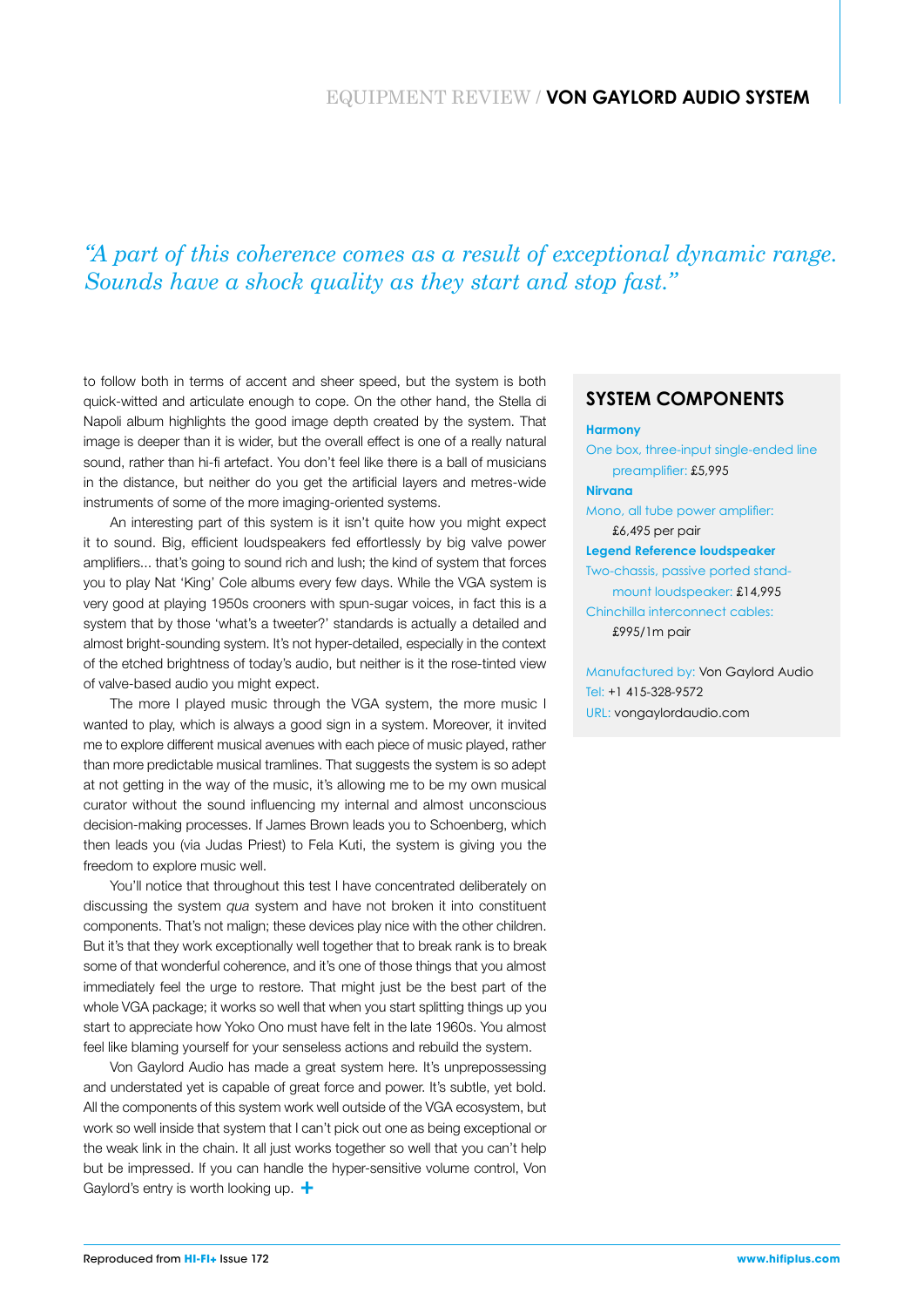*"A part of this coherence comes as a result of exceptional dynamic range. Sounds have a shock quality as they start and stop fast."*

to follow both in terms of accent and sheer speed, but the system is both quick-witted and articulate enough to cope. On the other hand, the Stella di Napoli album highlights the good image depth created by the system. That image is deeper than it is wider, but the overall effect is one of a really natural sound, rather than hi-fi artefact. You don't feel like there is a ball of musicians in the distance, but neither do you get the artificial layers and metres-wide instruments of some of the more imaging-oriented systems.

An interesting part of this system is it isn't quite how you might expect it to sound. Big, efficient loudspeakers fed effortlessly by big valve power amplifiers... that's going to sound rich and lush; the kind of system that forces you to play Nat 'King' Cole albums every few days. While the VGA system is very good at playing 1950s crooners with spun-sugar voices, in fact this is a system that by those 'what's a tweeter?' standards is actually a detailed and almost bright-sounding system. It's not hyper-detailed, especially in the context of the etched brightness of today's audio, but neither is it the rose-tinted view of valve-based audio you might expect.

The more I played music through the VGA system, the more music I wanted to play, which is always a good sign in a system. Moreover, it invited me to explore different musical avenues with each piece of music played, rather than more predictable musical tramlines. That suggests the system is so adept at not getting in the way of the music, it's allowing me to be my own musical curator without the sound influencing my internal and almost unconscious decision-making processes. If James Brown leads you to Schoenberg, which then leads you (via Judas Priest) to Fela Kuti, the system is giving you the freedom to explore music well.

You'll notice that throughout this test I have concentrated deliberately on discussing the system *qua* system and have not broken it into constituent components. That's not malign; these devices play nice with the other children. But it's that they work exceptionally well together that to break rank is to break some of that wonderful coherence, and it's one of those things that you almost immediately feel the urge to restore. That might just be the best part of the whole VGA package; it works so well that when you start splitting things up you start to appreciate how Yoko Ono must have felt in the late 1960s. You almost feel like blaming yourself for your senseless actions and rebuild the system.

Von Gaylord Audio has made a great system here. It's unprepossessing and understated yet is capable of great force and power. It's subtle, yet bold. All the components of this system work well outside of the VGA ecosystem, but work so well inside that system that I can't pick out one as being exceptional or the weak link in the chain. It all just works together so well that you can't help but be impressed. If you can handle the hyper-sensitive volume control, Von Gaylord's entry is worth looking up. +

## SYSTEM COMPONENTS

**Harmony**
One box, three-input single-ended line preamplifier: £5,995

**Nirvana**
Mono, all tube power amplifier: £6,495 per pair

**Legend Reference loudspeaker**
Two-chassis, passive ported stand-mount loudspeaker: £14,995

Chinchilla interconnect cables: £995/1m pair

Manufactured by: Von Gaylord Audio
Tel: +1 415-328-9572
URL: vongaylordaudio.com